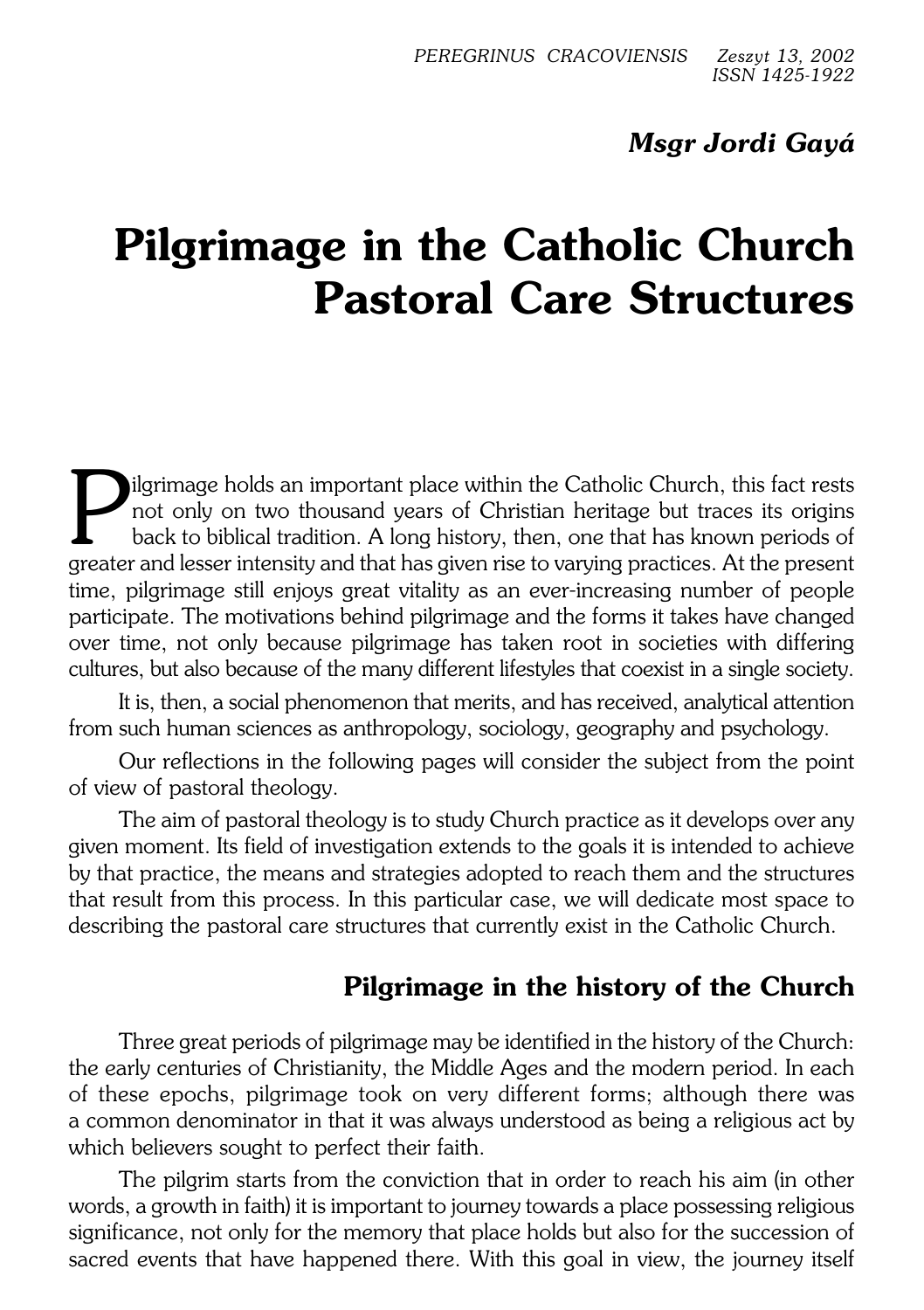*Msgr Jordi Gayá*

# Pilgrimage in the Catholic Church Pastoral Care Structures

Pilgrimage holds an important place within the Catholic Church, this fact rests not only on two thousand years of Christian heritage but traces its origins back to biblical tradition. A long history, then, one that has known periods of greater and lesser intensity and that has given rise to varying practices. At the present time, pilgrimage still enjoys great vitality as an ever-increasing number of people participate. The motivations behind pilgrimage and the forms it takes have changed over time, not only because pilgrimage has taken root in societies with differing cultures, but also because of the many different lifestyles that coexist in a single society.

It is, then, a social phenomenon that merits, and has received, analytical attention from such human sciences as anthropology, sociology, geography and psychology.

Our reflections in the following pages will consider the subject from the point of view of pastoral theology.

The aim of pastoral theology is to study Church practice as it develops over any given moment. Its field of investigation extends to the goals it is intended to achieve by that practice, the means and strategies adopted to reach them and the structures that result from this process. In this particular case, we will dedicate most space to describing the pastoral care structures that currently exist in the Catholic Church.

## Pilgrimage in the history of the Church

Three great periods of pilgrimage may be identified in the history of the Church: the early centuries of Christianity, the Middle Ages and the modern period. In each of these epochs, pilgrimage took on very different forms; although there was a common denominator in that it was always understood as being a religious act by which believers sought to perfect their faith.

The pilgrim starts from the conviction that in order to reach his aim (in other words, a growth in faith) it is important to journey towards a place possessing religious significance, not only for the memory that place holds but also for the succession of sacred events that have happened there. With this goal in view, the journey itself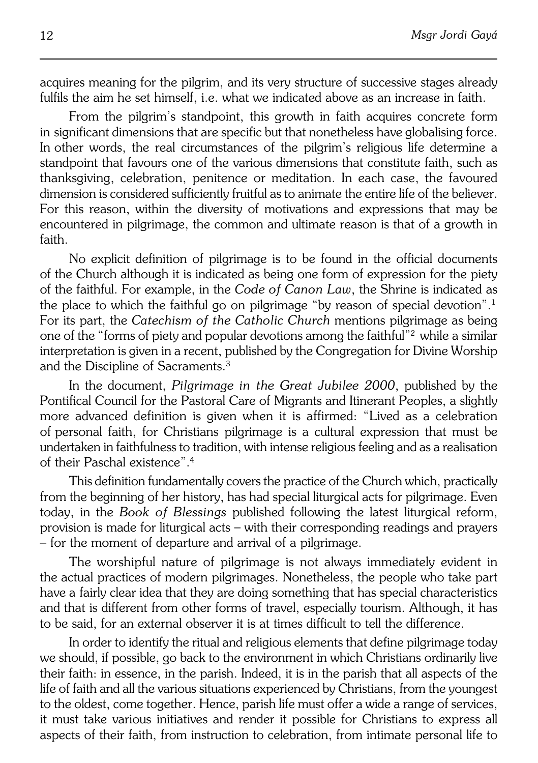acquires meaning for the pilgrim, and its very structure of successive stages already fulfils the aim he set himself, i.e. what we indicated above as an increase in faith.

From the pilgrim's standpoint, this growth in faith acquires concrete form in significant dimensions that are specific but that nonetheless have globalising force. In other words, the real circumstances of the pilgrim's religious life determine a standpoint that favours one of the various dimensions that constitute faith, such as thanksgiving, celebration, penitence or meditation. In each case, the favoured dimension is considered sufficiently fruitful as to animate the entire life of the believer. For this reason, within the diversity of motivations and expressions that may be encountered in pilgrimage, the common and ultimate reason is that of a growth in faith.

No explicit definition of pilgrimage is to be found in the official documents of the Church although it is indicated as being one form of expression for the piety of the faithful. For example, in the *Code of Canon Law*, the Shrine is indicated as the place to which the faithful go on pilgrimage "by reason of special devotion".[1] For its part, the *Catechism of the Catholic Church* mentions pilgrimage as being one of the "forms of piety and popular devotions among the faithful"[2] while a similar interpretation is given in a recent, published by the Congregation for Divine Worship and the Discipline of Sacraments.[3]

In the document, *Pilgrimage in the Great Jubilee 2000*, published by the Pontifical Council for the Pastoral Care of Migrants and Itinerant Peoples, a slightly more advanced definition is given when it is affirmed: "Lived as a celebration of personal faith, for Christians pilgrimage is a cultural expression that must be undertaken in faithfulness to tradition, with intense religious feeling and as a realisation of their Paschal existence".[4]

This definition fundamentally covers the practice of the Church which, practically from the beginning of her history, has had special liturgical acts for pilgrimage. Even today, in the *Book of Blessings* published following the latest liturgical reform, provision is made for liturgical acts – with their corresponding readings and prayers – for the moment of departure and arrival of a pilgrimage.

The worshipful nature of pilgrimage is not always immediately evident in the actual practices of modern pilgrimages. Nonetheless, the people who take part have a fairly clear idea that they are doing something that has special characteristics and that is different from other forms of travel, especially tourism. Although, it has to be said, for an external observer it is at times difficult to tell the difference.

In order to identify the ritual and religious elements that define pilgrimage today we should, if possible, go back to the environment in which Christians ordinarily live their faith: in essence, in the parish. Indeed, it is in the parish that all aspects of the life of faith and all the various situations experienced by Christians, from the youngest to the oldest, come together. Hence, parish life must offer a wide a range of services, it must take various initiatives and render it possible for Christians to express all aspects of their faith, from instruction to celebration, from intimate personal life to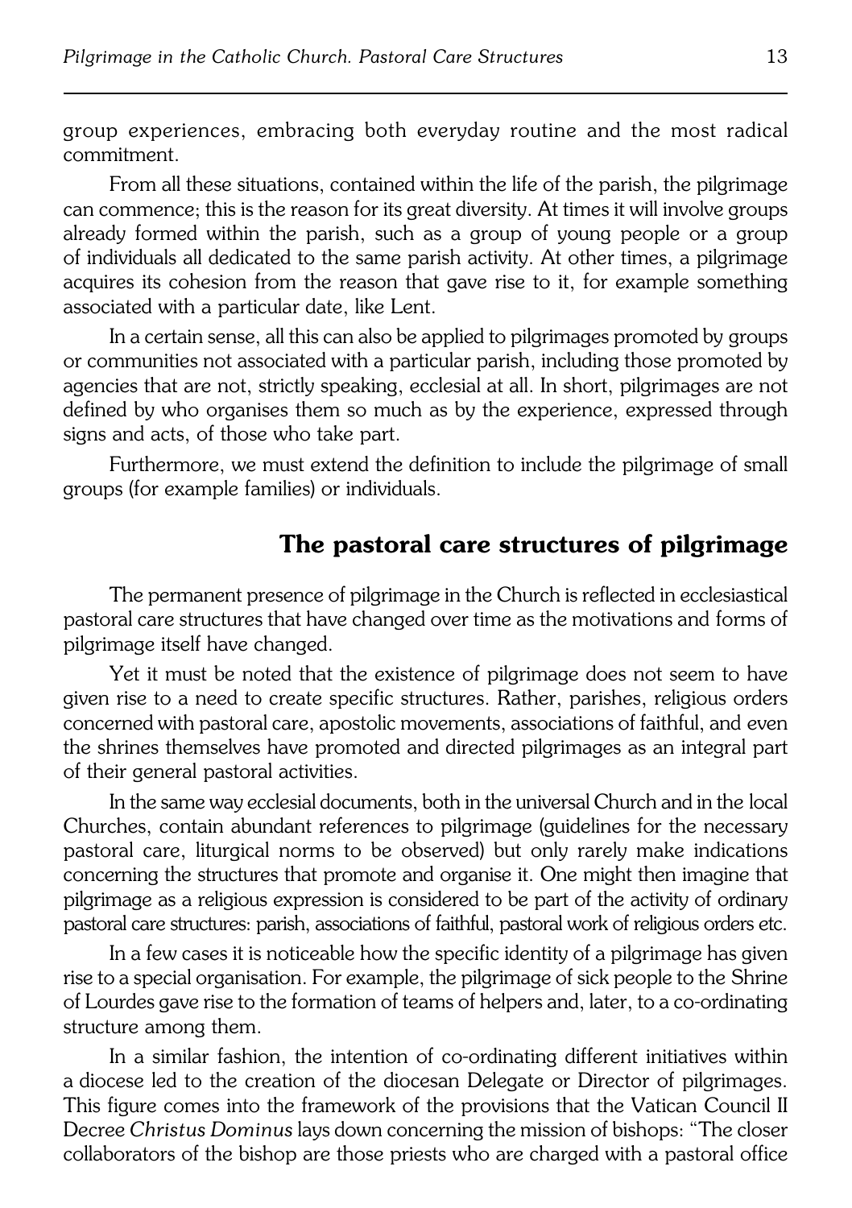group experiences, embracing both everyday routine and the most radical commitment.

From all these situations, contained within the life of the parish, the pilgrimage can commence; this is the reason for its great diversity. At times it will involve groups already formed within the parish, such as a group of young people or a group of individuals all dedicated to the same parish activity. At other times, a pilgrimage acquires its cohesion from the reason that gave rise to it, for example something associated with a particular date, like Lent.

In a certain sense, all this can also be applied to pilgrimages promoted by groups or communities not associated with a particular parish, including those promoted by agencies that are not, strictly speaking, ecclesial at all. In short, pilgrimages are not defined by who organises them so much as by the experience, expressed through signs and acts, of those who take part.

Furthermore, we must extend the definition to include the pilgrimage of small groups (for example families) or individuals.

## The pastoral care structures of pilgrimage

The permanent presence of pilgrimage in the Church is reflected in ecclesiastical pastoral care structures that have changed over time as the motivations and forms of pilgrimage itself have changed.

Yet it must be noted that the existence of pilgrimage does not seem to have given rise to a need to create specific structures. Rather, parishes, religious orders concerned with pastoral care, apostolic movements, associations of faithful, and even the shrines themselves have promoted and directed pilgrimages as an integral part of their general pastoral activities.

In the same way ecclesial documents, both in the universal Church and in the local Churches, contain abundant references to pilgrimage (guidelines for the necessary pastoral care, liturgical norms to be observed) but only rarely make indications concerning the structures that promote and organise it. One might then imagine that pilgrimage as a religious expression is considered to be part of the activity of ordinary pastoral care structures: parish, associations of faithful, pastoral work of religious orders etc.

In a few cases it is noticeable how the specific identity of a pilgrimage has given rise to a special organisation. For example, the pilgrimage of sick people to the Shrine of Lourdes gave rise to the formation of teams of helpers and, later, to a co-ordinating structure among them.

In a similar fashion, the intention of co-ordinating different initiatives within a diocese led to the creation of the diocesan Delegate or Director of pilgrimages. This figure comes into the framework of the provisions that the Vatican Council II Decree *Christus Dominus* lays down concerning the mission of bishops: "The closer collaborators of the bishop are those priests who are charged with a pastoral office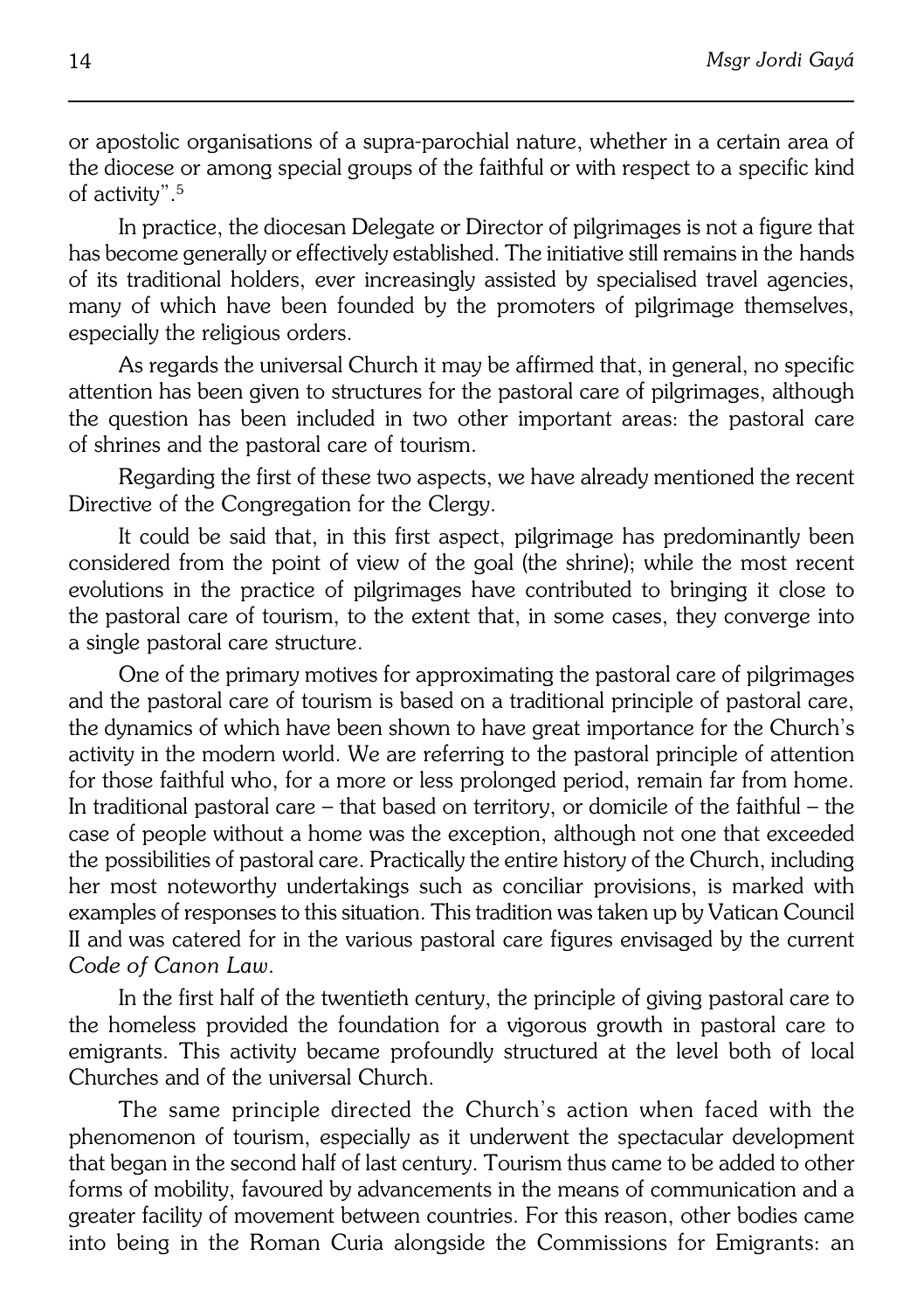or apostolic organisations of a supra-parochial nature, whether in a certain area of the diocese or among special groups of the faithful or with respect to a specific kind of activity".[5]

In practice, the diocesan Delegate or Director of pilgrimages is not a figure that has become generally or effectively established. The initiative still remains in the hands of its traditional holders, ever increasingly assisted by specialised travel agencies, many of which have been founded by the promoters of pilgrimage themselves, especially the religious orders.

As regards the universal Church it may be affirmed that, in general, no specific attention has been given to structures for the pastoral care of pilgrimages, although the question has been included in two other important areas: the pastoral care of shrines and the pastoral care of tourism.

Regarding the first of these two aspects, we have already mentioned the recent Directive of the Congregation for the Clergy.

It could be said that, in this first aspect, pilgrimage has predominantly been considered from the point of view of the goal (the shrine); while the most recent evolutions in the practice of pilgrimages have contributed to bringing it close to the pastoral care of tourism, to the extent that, in some cases, they converge into a single pastoral care structure.

One of the primary motives for approximating the pastoral care of pilgrimages and the pastoral care of tourism is based on a traditional principle of pastoral care, the dynamics of which have been shown to have great importance for the Church's activity in the modern world. We are referring to the pastoral principle of attention for those faithful who, for a more or less prolonged period, remain far from home. In traditional pastoral care – that based on territory, or domicile of the faithful – the case of people without a home was the exception, although not one that exceeded the possibilities of pastoral care. Practically the entire history of the Church, including her most noteworthy undertakings such as conciliar provisions, is marked with examples of responses to this situation. This tradition was taken up by Vatican Council II and was catered for in the various pastoral care figures envisaged by the current *Code of Canon Law*.

In the first half of the twentieth century, the principle of giving pastoral care to the homeless provided the foundation for a vigorous growth in pastoral care to emigrants. This activity became profoundly structured at the level both of local Churches and of the universal Church.

The same principle directed the Church's action when faced with the phenomenon of tourism, especially as it underwent the spectacular development that began in the second half of last century. Tourism thus came to be added to other forms of mobility, favoured by advancements in the means of communication and a greater facility of movement between countries. For this reason, other bodies came into being in the Roman Curia alongside the Commissions for Emigrants: an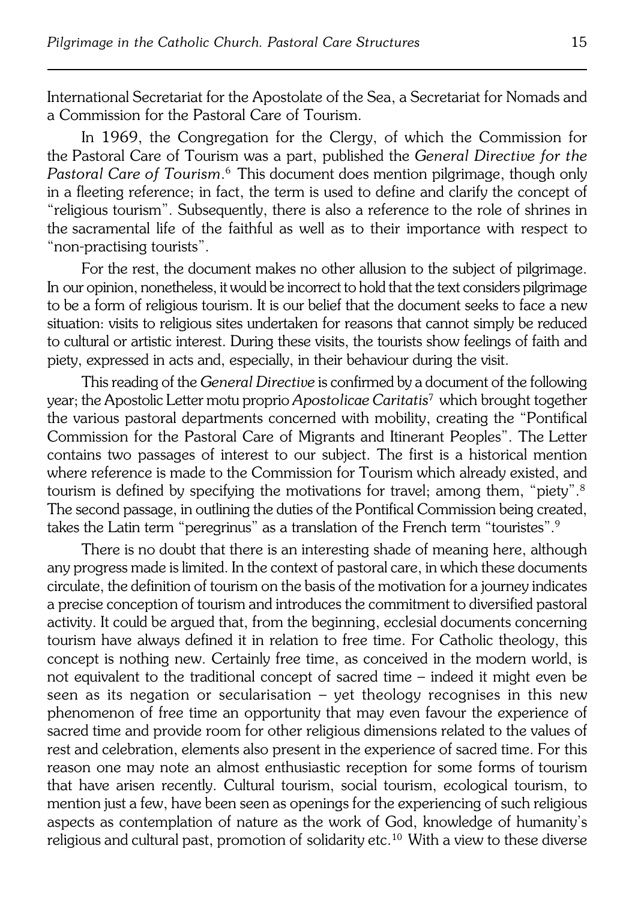International Secretariat for the Apostolate of the Sea, a Secretariat for Nomads and a Commission for the Pastoral Care of Tourism.

In 1969, the Congregation for the Clergy, of which the Commission for the Pastoral Care of Tourism was a part, published the *General Directive for the Pastoral Care of Tourism*.[6] This document does mention pilgrimage, though only in a fleeting reference; in fact, the term is used to define and clarify the concept of "religious tourism". Subsequently, there is also a reference to the role of shrines in the sacramental life of the faithful as well as to their importance with respect to "non-practising tourists".

For the rest, the document makes no other allusion to the subject of pilgrimage. In our opinion, nonetheless, it would be incorrect to hold that the text considers pilgrimage to be a form of religious tourism. It is our belief that the document seeks to face a new situation: visits to religious sites undertaken for reasons that cannot simply be reduced to cultural or artistic interest. During these visits, the tourists show feelings of faith and piety, expressed in acts and, especially, in their behaviour during the visit.

This reading of the *General Directive* is confirmed by a document of the following year; the Apostolic Letter motu proprio *Apostolicae Caritatis*[7] which brought together the various pastoral departments concerned with mobility, creating the "Pontifical Commission for the Pastoral Care of Migrants and Itinerant Peoples". The Letter contains two passages of interest to our subject. The first is a historical mention where reference is made to the Commission for Tourism which already existed, and tourism is defined by specifying the motivations for travel; among them, "piety".[8] The second passage, in outlining the duties of the Pontifical Commission being created, takes the Latin term "peregrinus" as a translation of the French term "touristes".[9]

There is no doubt that there is an interesting shade of meaning here, although any progress made is limited. In the context of pastoral care, in which these documents circulate, the definition of tourism on the basis of the motivation for a journey indicates a precise conception of tourism and introduces the commitment to diversified pastoral activity. It could be argued that, from the beginning, ecclesial documents concerning tourism have always defined it in relation to free time. For Catholic theology, this concept is nothing new. Certainly free time, as conceived in the modern world, is not equivalent to the traditional concept of sacred time – indeed it might even be seen as its negation or secularisation – yet theology recognises in this new phenomenon of free time an opportunity that may even favour the experience of sacred time and provide room for other religious dimensions related to the values of rest and celebration, elements also present in the experience of sacred time. For this reason one may note an almost enthusiastic reception for some forms of tourism that have arisen recently. Cultural tourism, social tourism, ecological tourism, to mention just a few, have been seen as openings for the experiencing of such religious aspects as contemplation of nature as the work of God, knowledge of humanity's religious and cultural past, promotion of solidarity etc.[10] With a view to these diverse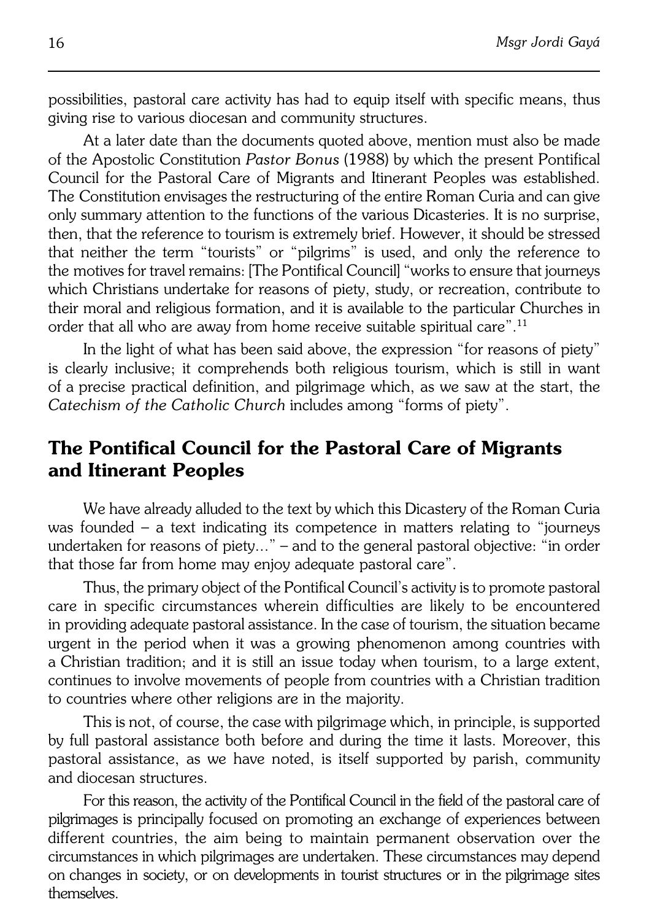possibilities, pastoral care activity has had to equip itself with specific means, thus giving rise to various diocesan and community structures.

At a later date than the documents quoted above, mention must also be made of the Apostolic Constitution *Pastor Bonus* (1988) by which the present Pontifical Council for the Pastoral Care of Migrants and Itinerant Peoples was established. The Constitution envisages the restructuring of the entire Roman Curia and can give only summary attention to the functions of the various Dicasteries. It is no surprise, then, that the reference to tourism is extremely brief. However, it should be stressed that neither the term "tourists" or "pilgrims" is used, and only the reference to the motives for travel remains: [The Pontifical Council] "works to ensure that journeys which Christians undertake for reasons of piety, study, or recreation, contribute to their moral and religious formation, and it is available to the particular Churches in order that all who are away from home receive suitable spiritual care".[11]

In the light of what has been said above, the expression "for reasons of piety" is clearly inclusive; it comprehends both religious tourism, which is still in want of a precise practical definition, and pilgrimage which, as we saw at the start, the *Catechism of the Catholic Church* includes among "forms of piety".

## The Pontifical Council for the Pastoral Care of Migrants and Itinerant Peoples

We have already alluded to the text by which this Dicastery of the Roman Curia was founded – a text indicating its competence in matters relating to "journeys undertaken for reasons of piety…" – and to the general pastoral objective: "in order that those far from home may enjoy adequate pastoral care".

Thus, the primary object of the Pontifical Council's activity is to promote pastoral care in specific circumstances wherein difficulties are likely to be encountered in providing adequate pastoral assistance. In the case of tourism, the situation became urgent in the period when it was a growing phenomenon among countries with a Christian tradition; and it is still an issue today when tourism, to a large extent, continues to involve movements of people from countries with a Christian tradition to countries where other religions are in the majority.

This is not, of course, the case with pilgrimage which, in principle, is supported by full pastoral assistance both before and during the time it lasts. Moreover, this pastoral assistance, as we have noted, is itself supported by parish, community and diocesan structures.

For this reason, the activity of the Pontifical Council in the field of the pastoral care of pilgrimages is principally focused on promoting an exchange of experiences between different countries, the aim being to maintain permanent observation over the circumstances in which pilgrimages are undertaken. These circumstances may depend on changes in society, or on developments in tourist structures or in the pilgrimage sites themselves.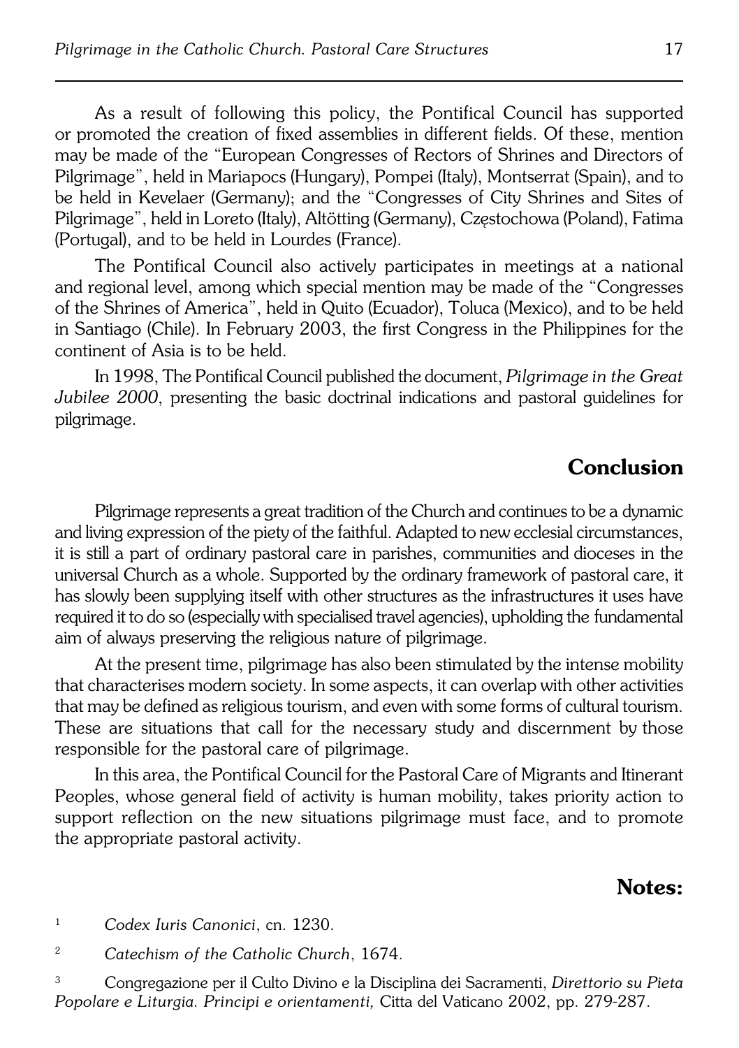As a result of following this policy, the Pontifical Council has supported or promoted the creation of fixed assemblies in different fields. Of these, mention may be made of the "European Congresses of Rectors of Shrines and Directors of Pilgrimage", held in Mariapocs (Hungary), Pompei (Italy), Montserrat (Spain), and to be held in Kevelaer (Germany); and the "Congresses of City Shrines and Sites of Pilgrimage", held in Loreto (Italy), Altötting (Germany), Częstochowa (Poland), Fatima (Portugal), and to be held in Lourdes (France).

The Pontifical Council also actively participates in meetings at a national and regional level, among which special mention may be made of the "Congresses of the Shrines of America", held in Quito (Ecuador), Toluca (Mexico), and to be held in Santiago (Chile). In February 2003, the first Congress in the Philippines for the continent of Asia is to be held.

In 1998, The Pontifical Council published the document, *Pilgrimage in the Great Jubilee 2000*, presenting the basic doctrinal indications and pastoral guidelines for pilgrimage.

## Conclusion

Pilgrimage represents a great tradition of the Church and continues to be a dynamic and living expression of the piety of the faithful. Adapted to new ecclesial circumstances, it is still a part of ordinary pastoral care in parishes, communities and dioceses in the universal Church as a whole. Supported by the ordinary framework of pastoral care, it has slowly been supplying itself with other structures as the infrastructures it uses have required it to do so (especially with specialised travel agencies), upholding the fundamental aim of always preserving the religious nature of pilgrimage.

At the present time, pilgrimage has also been stimulated by the intense mobility that characterises modern society. In some aspects, it can overlap with other activities that may be defined as religious tourism, and even with some forms of cultural tourism. These are situations that call for the necessary study and discernment by those responsible for the pastoral care of pilgrimage.

In this area, the Pontifical Council for the Pastoral Care of Migrants and Itinerant Peoples, whose general field of activity is human mobility, takes priority action to support reflection on the new situations pilgrimage must face, and to promote the appropriate pastoral activity.

## Notes:

[1] *Codex Iuris Canonici*, cn. 1230.

[2] *Catechism of the Catholic Church*, 1674.

[3] Congregazione per il Culto Divino e la Disciplina dei Sacramenti, *Direttorio su Pieta Popolare e Liturgia. Principi e orientamenti,* Citta del Vaticano 2002, pp. 279-287.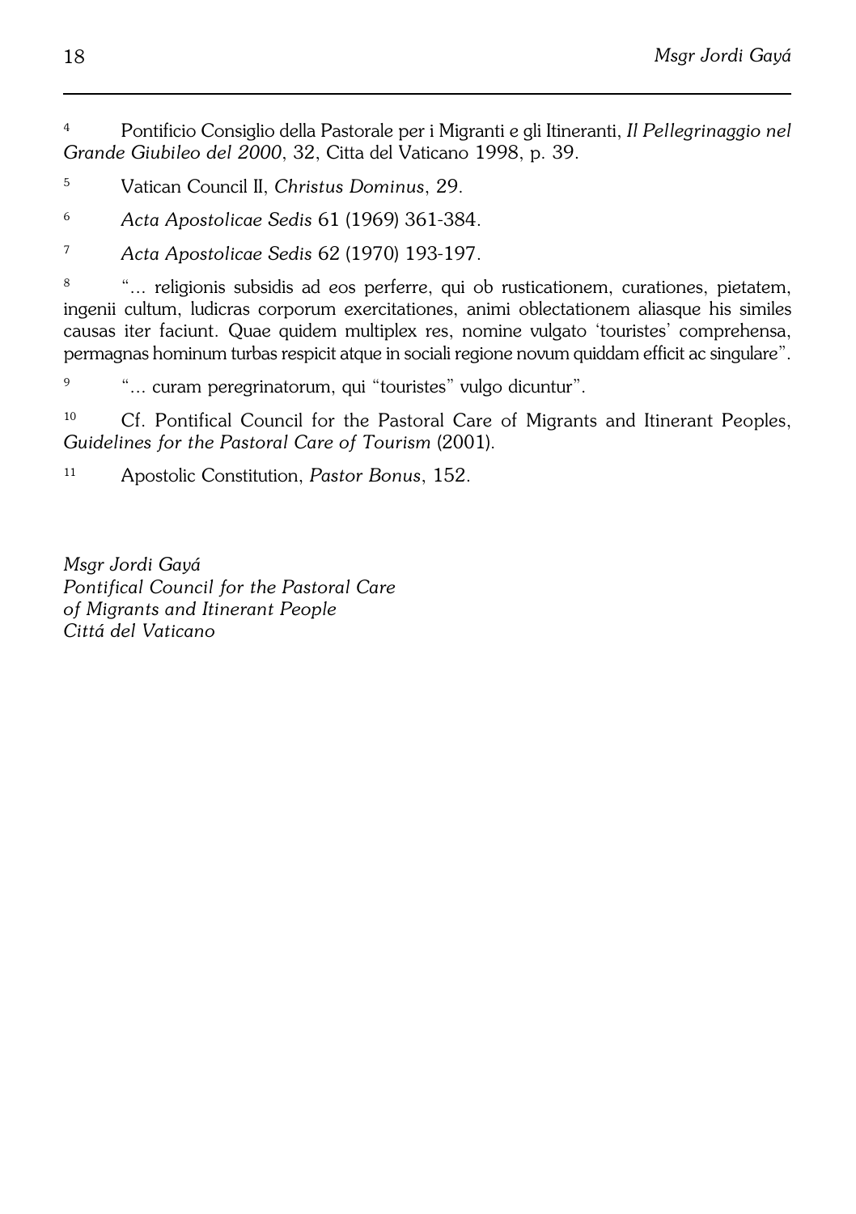[4] Pontificio Consiglio della Pastorale per i Migranti e gli Itineranti, *Il Pellegrinaggio nel Grande Giubileo del 2000*, 32, Citta del Vaticano 1998, p. 39.

[5] Vatican Council II, *Christus Dominus*, 29.

[6] *Acta Apostolicae Sedis* 61 (1969) 361-384.

[7] *Acta Apostolicae Sedis* 62 (1970) 193-197.

[8] "... religionis subsidis ad eos perferre, qui ob rusticationem, curationes, pietatem, ingenii cultum, ludicras corporum exercitationes, animi oblectationem aliasque his similes causas iter faciunt. Quae quidem multiplex res, nomine vulgato 'touristes' comprehensa, permagnas hominum turbas respicit atque in sociali regione novum quiddam efficit ac singulare".

[9] "... curam peregrinatorum, qui "touristes" vulgo dicuntur".

[10] Cf. Pontifical Council for the Pastoral Care of Migrants and Itinerant Peoples, *Guidelines for the Pastoral Care of Tourism* (2001).

[11] Apostolic Constitution, *Pastor Bonus*, 152.

*Msgr Jordi Gayá*
*Pontifical Council for the Pastoral Care*
*of Migrants and Itinerant People*
*Cittá del Vaticano*